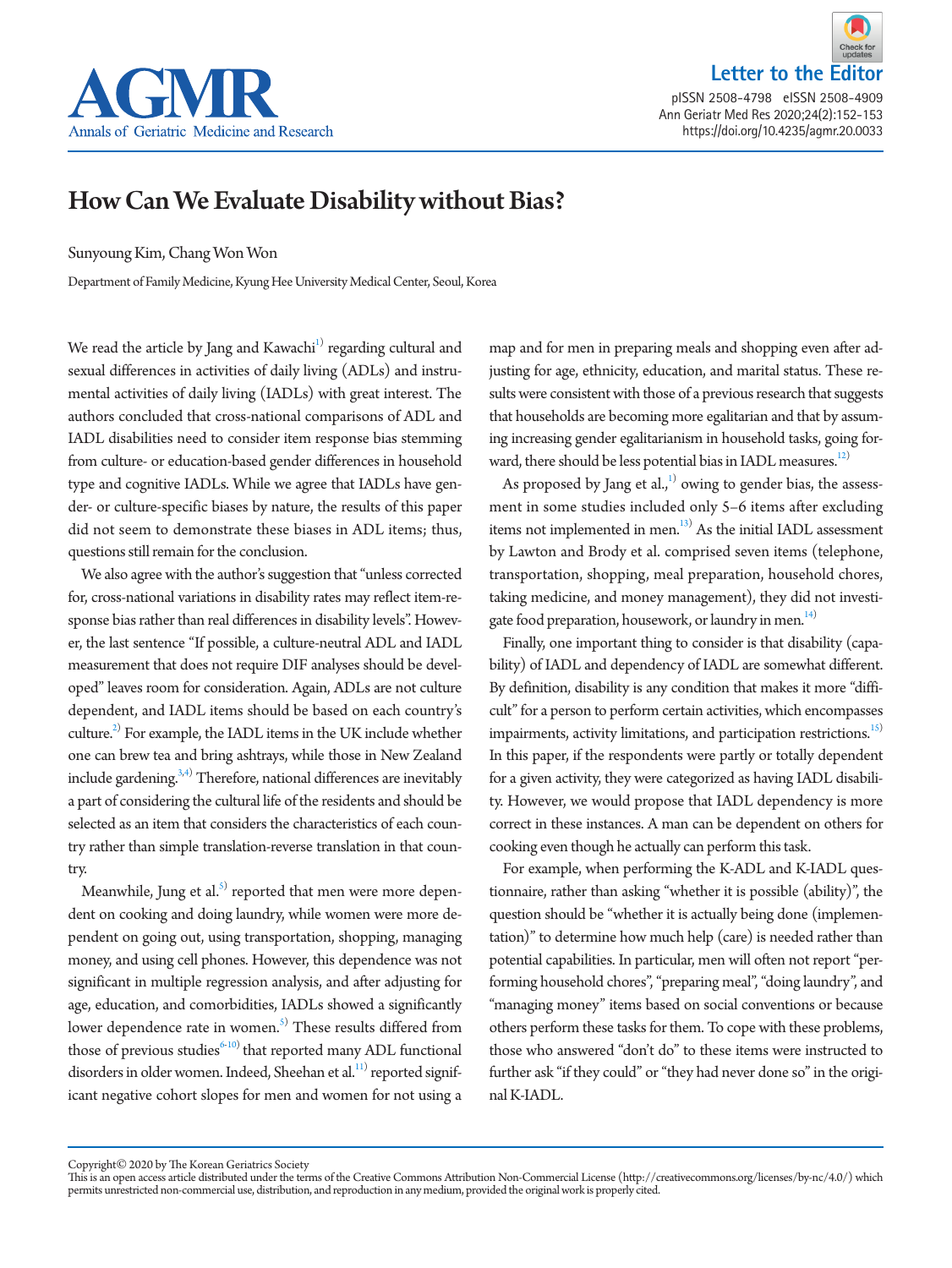Letter to the Editor

# How Can We Evaluate Disability without Bias?

Sunyoung Kim, Chang Won Won

Department of Family Medicine, Kyung Hee University Medical Center, Seoul, Korea

We read the article by Jang and Kawachi[1] regarding cultural and sexual differences in activities of daily living (ADLs) and instrumental activities of daily living (IADLs) with great interest. The authors concluded that cross-national comparisons of ADL and IADL disabilities need to consider item response bias stemming from culture- or education-based gender differences in household type and cognitive IADLs. While we agree that IADLs have gender- or culture-specific biases by nature, the results of this paper did not seem to demonstrate these biases in ADL items; thus, questions still remain for the conclusion.

We also agree with the author's suggestion that "unless corrected for, cross-national variations in disability rates may reflect item-response bias rather than real differences in disability levels". However, the last sentence "If possible, a culture-neutral ADL and IADL measurement that does not require DIF analyses should be developed" leaves room for consideration. Again, ADLs are not culture dependent, and IADL items should be based on each country's culture.[2] For example, the IADL items in the UK include whether one can brew tea and bring ashtrays, while those in New Zealand include gardening.[3,4] Therefore, national differences are inevitably a part of considering the cultural life of the residents and should be selected as an item that considers the characteristics of each country rather than simple translation-reverse translation in that country.

Meanwhile, Jung et al.[5] reported that men were more dependent on cooking and doing laundry, while women were more dependent on going out, using transportation, shopping, managing money, and using cell phones. However, this dependence was not significant in multiple regression analysis, and after adjusting for age, education, and comorbidities, IADLs showed a significantly lower dependence rate in women.[5] These results differed from those of previous studies[6-10] that reported many ADL functional disorders in older women. Indeed, Sheehan et al.[11] reported significant negative cohort slopes for men and women for not using a map and for men in preparing meals and shopping even after adjusting for age, ethnicity, education, and marital status. These results were consistent with those of a previous research that suggests that households are becoming more egalitarian and that by assuming increasing gender egalitarianism in household tasks, going forward, there should be less potential bias in IADL measures.[12]

As proposed by Jang et al.,[1] owing to gender bias, the assessment in some studies included only 5–6 items after excluding items not implemented in men.[13] As the initial IADL assessment by Lawton and Brody et al. comprised seven items (telephone, transportation, shopping, meal preparation, household chores, taking medicine, and money management), they did not investigate food preparation, housework, or laundry in men.[14]

Finally, one important thing to consider is that disability (capability) of IADL and dependency of IADL are somewhat different. By definition, disability is any condition that makes it more "difficult" for a person to perform certain activities, which encompasses impairments, activity limitations, and participation restrictions.[15] In this paper, if the respondents were partly or totally dependent for a given activity, they were categorized as having IADL disability. However, we would propose that IADL dependency is more correct in these instances. A man can be dependent on others for cooking even though he actually can perform this task.

For example, when performing the K-ADL and K-IADL questionnaire, rather than asking "whether it is possible (ability)", the question should be "whether it is actually being done (implementation)" to determine how much help (care) is needed rather than potential capabilities. In particular, men will often not report "performing household chores", "preparing meal", "doing laundry", and "managing money" items based on social conventions or because others perform these tasks for them. To cope with these problems, those who answered "don't do" to these items were instructed to further ask "if they could" or "they had never done so" in the original K-IADL.

Copyright© 2020 by The Korean Geriatrics Society
This is an open access article distributed under the terms of the Creative Commons Attribution Non-Commercial License (http://creativecommons.org/licenses/by-nc/4.0/) which permits unrestricted non-commercial use, distribution, and reproduction in any medium, provided the original work is properly cited.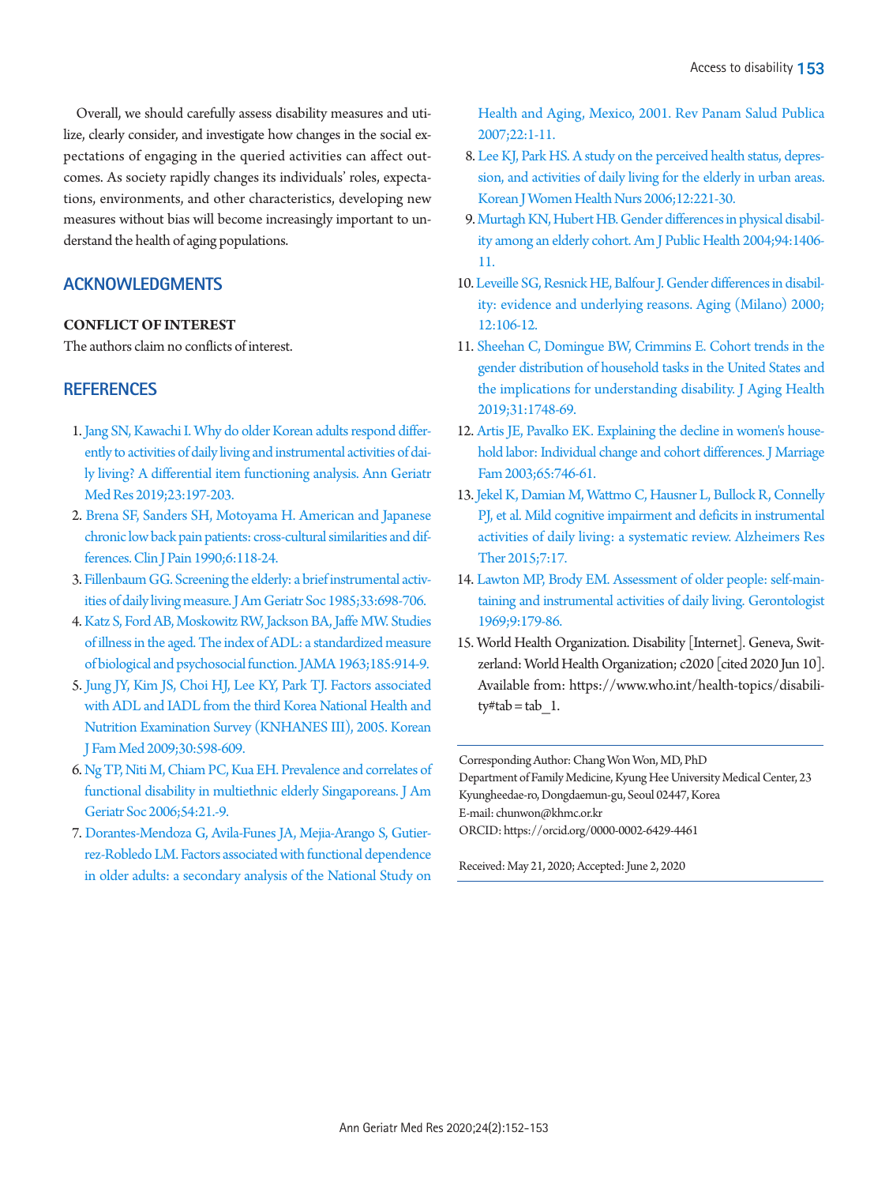Overall, we should carefully assess disability measures and utilize, clearly consider, and investigate how changes in the social expectations of engaging in the queried activities can affect outcomes. As society rapidly changes its individuals' roles, expectations, environments, and other characteristics, developing new measures without bias will become increasingly important to understand the health of aging populations.

## ACKNOWLEDGMENTS

### CONFLICT OF INTEREST

The authors claim no conflicts of interest.

## REFERENCES

1. Jang SN, Kawachi I. Why do older Korean adults respond differently to activities of daily living and instrumental activities of daily living? A differential item functioning analysis. Ann Geriatr Med Res 2019;23:197-203.
2. Brena SF, Sanders SH, Motoyama H. American and Japanese chronic low back pain patients: cross-cultural similarities and differences. Clin J Pain 1990;6:118-24.
3. Fillenbaum GG. Screening the elderly: a brief instrumental activities of daily living measure. J Am Geriatr Soc 1985;33:698-706.
4. Katz S, Ford AB, Moskowitz RW, Jackson BA, Jaffe MW. Studies of illness in the aged. The index of ADL: a standardized measure of biological and psychosocial function. JAMA 1963;185:914-9.
5. Jung JY, Kim JS, Choi HJ, Lee KY, Park TJ. Factors associated with ADL and IADL from the third Korea National Health and Nutrition Examination Survey (KNHANES III), 2005. Korean J Fam Med 2009;30:598-609.
6. Ng TP, Niti M, Chiam PC, Kua EH. Prevalence and correlates of functional disability in multiethnic elderly Singaporeans. J Am Geriatr Soc 2006;54:21.-9.
7. Dorantes-Mendoza G, Avila-Funes JA, Mejia-Arango S, Gutierrez-Robledo LM. Factors associated with functional dependence in older adults: a secondary analysis of the National Study on Health and Aging, Mexico, 2001. Rev Panam Salud Publica 2007;22:1-11.
8. Lee KJ, Park HS. A study on the perceived health status, depression, and activities of daily living for the elderly in urban areas. Korean J Women Health Nurs 2006;12:221-30.
9. Murtagh KN, Hubert HB. Gender differences in physical disability among an elderly cohort. Am J Public Health 2004;94:1406-11.
10. Leveille SG, Resnick HE, Balfour J. Gender differences in disability: evidence and underlying reasons. Aging (Milano) 2000;12:106-12.
11. Sheehan C, Domingue BW, Crimmins E. Cohort trends in the gender distribution of household tasks in the United States and the implications for understanding disability. J Aging Health 2019;31:1748-69.
12. Artis JE, Pavalko EK. Explaining the decline in women's household labor: Individual change and cohort differences. J Marriage Fam 2003;65:746-61.
13. Jekel K, Damian M, Wattmo C, Hausner L, Bullock R, Connelly PJ, et al. Mild cognitive impairment and deficits in instrumental activities of daily living: a systematic review. Alzheimers Res Ther 2015;7:17.
14. Lawton MP, Brody EM. Assessment of older people: self-maintaining and instrumental activities of daily living. Gerontologist 1969;9:179-86.
15. World Health Organization. Disability [Internet]. Geneva, Switzerland: World Health Organization; c2020 [cited 2020 Jun 10]. Available from: https://www.who.int/health-topics/disability#tab=tab_1.

Corresponding Author: Chang Won Won, MD, PhD
Department of Family Medicine, Kyung Hee University Medical Center, 23 Kyungheedae-ro, Dongdaemun-gu, Seoul 02447, Korea
E-mail: chunwon@khmc.or.kr
ORCID: https://orcid.org/0000-0002-6429-4461

Received: May 21, 2020; Accepted: June 2, 2020